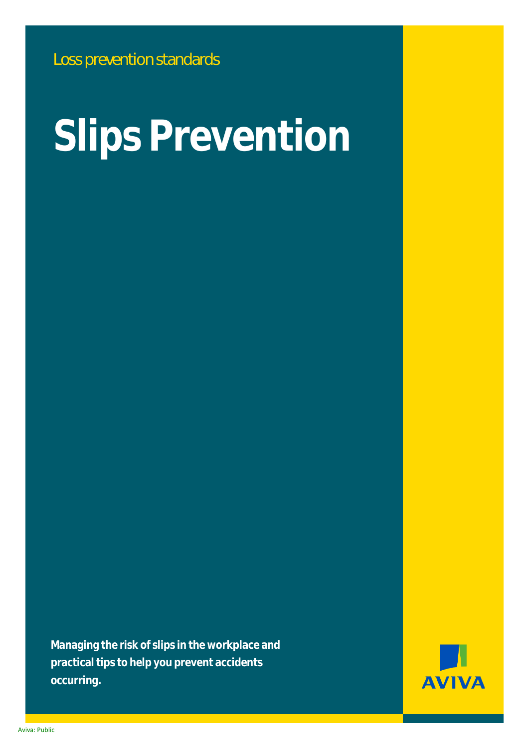Loss prevention standards

# Slips Prevention

**Managing the risk of slips in the workplace and practical tips to help you prevent accidents occurring.**

AVIVA

Aviva: Public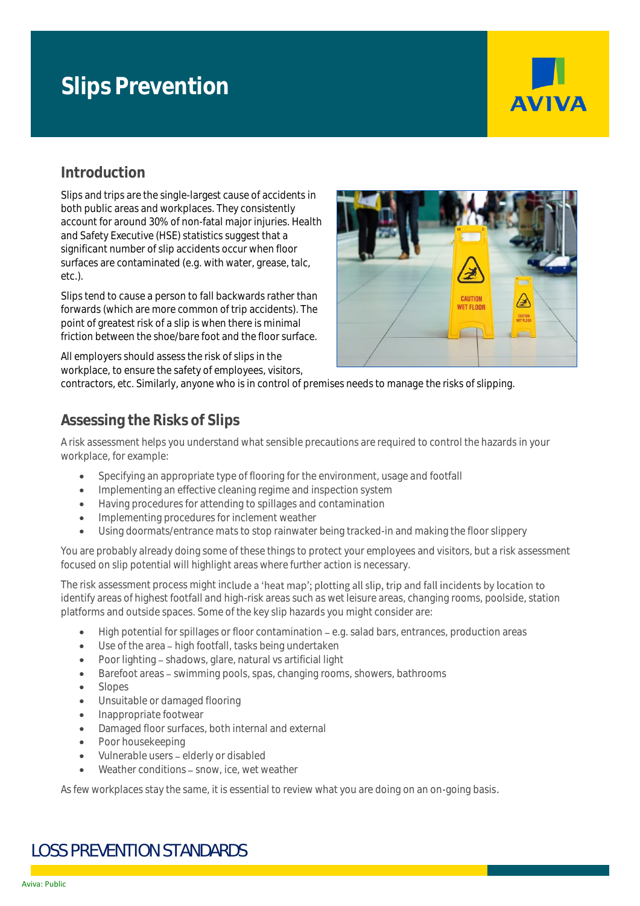# Slips Prevention

## Introduction

Slips and trips are the single-largest cause of accidents in both public areas and workplaces. They consistently account for around 30% of non-fatal major injuries. Health and Safety Executive (HSE) statistics suggest that a significant number of slip accidents occur when floor surfaces are contaminated (e.g. with water, grease, talc, etc.).

Slips tend to cause a person to fall backwards rather than forwards (which are more common of trip accidents). The point of greatest risk of a slip is when there is minimal friction between the shoe/bare foot and the floor surface.

All employers should assess the risk of slips in the workplace, to ensure the safety of employees, visitors, contractors, etc. Similarly, anyone who is in control of premises needs to manage the risks of slipping.

## Assessing the Risks of Slips

A risk assessment helps you understand what sensible precautions are required to control the hazards in your workplace, for example:

- Specifying an appropriate type of flooring for the environment, usage and footfall
- Implementing an effective cleaning regime and inspection system
- Having procedures for attending to spillages and contamination
- Implementing procedures for inclement weather
- Using doormats/entrance mats to stop rainwater being tracked-in and making the floor slippery

You are probably already doing some of these things to protect your employees and visitors, but a risk assessment focused on slip potential will highlight areas where further action is necessary.

The risk assessment process might include a 'heat map'; plotting all slip, trip and fall incidents by location to identify areas of highest footfall and high-risk areas such as wet leisure areas, changing rooms, poolside, station platforms and outside spaces. Some of the key slip hazards you might consider are:

- High potential for spillages or floor contamination – e.g. salad bars, entrances, production areas
- Use of the area – high footfall, tasks being undertaken
- Poor lighting – shadows, glare, natural vs artificial light
- Barefoot areas – swimming pools, spas, changing rooms, showers, bathrooms
- Slopes
- Unsuitable or damaged flooring
- Inappropriate footwear
- Damaged floor surfaces, both internal and external
- Poor housekeeping
- Vulnerable users – elderly or disabled
- Weather conditions – snow, ice, wet weather

As few workplaces stay the same, it is essential to review what you are doing on an on-going basis.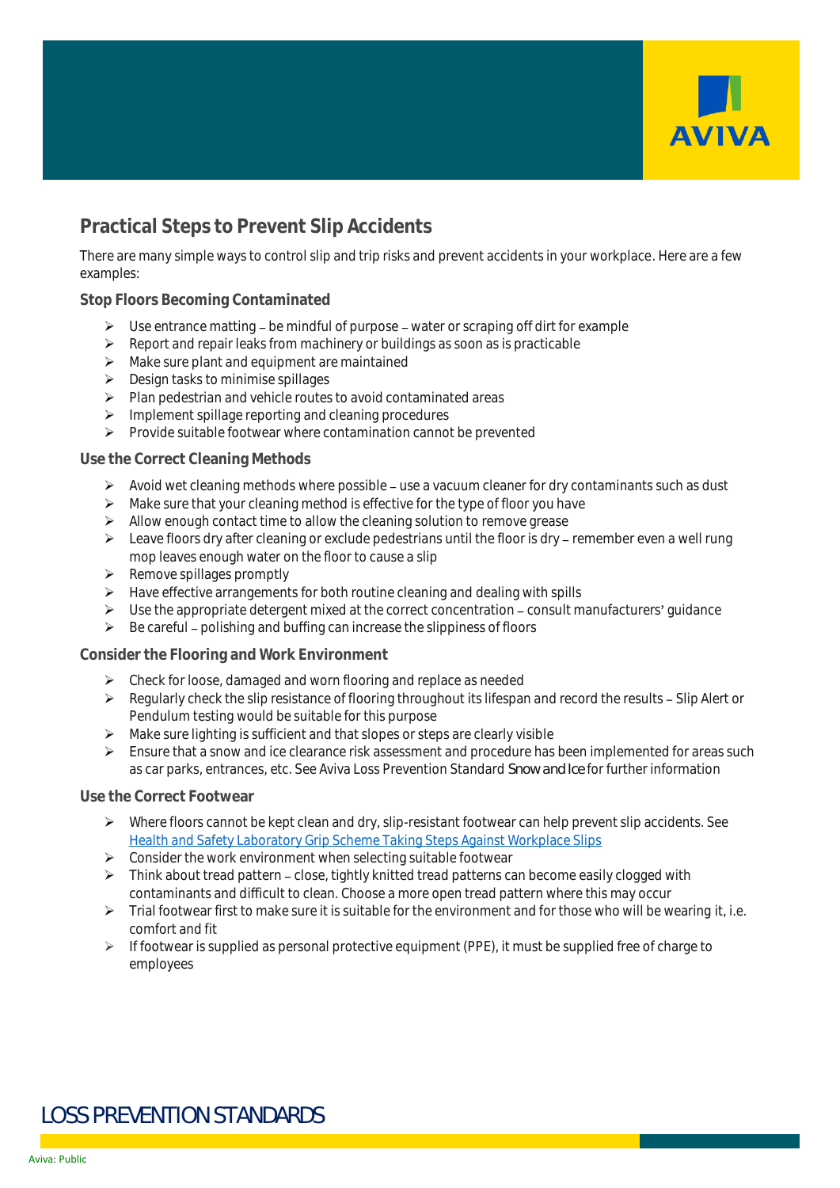## Practical Steps to Prevent Slip Accidents

There are many simple ways to control slip and trip risks and prevent accidents in your workplace. Here are a few examples:

### Stop Floors Becoming Contaminated

- Use entrance matting – be mindful of purpose – water or scraping off dirt for example
- Report and repair leaks from machinery or buildings as soon as is practicable
- Make sure plant and equipment are maintained
- Design tasks to minimise spillages
- Plan pedestrian and vehicle routes to avoid contaminated areas
- Implement spillage reporting and cleaning procedures
- Provide suitable footwear where contamination cannot be prevented

### Use the Correct Cleaning Methods

- Avoid wet cleaning methods where possible – use a vacuum cleaner for dry contaminants such as dust
- Make sure that your cleaning method is effective for the type of floor you have
- Allow enough contact time to allow the cleaning solution to remove grease
- Leave floors dry after cleaning or exclude pedestrians until the floor is dry – remember even a well rung mop leaves enough water on the floor to cause a slip
- Remove spillages promptly
- Have effective arrangements for both routine cleaning and dealing with spills
- Use the appropriate detergent mixed at the correct concentration – consult manufacturers' guidance
- Be careful – polishing and buffing can increase the slippiness of floors

### Consider the Flooring and Work Environment

- Check for loose, damaged and worn flooring and replace as needed
- Regularly check the slip resistance of flooring throughout its lifespan and record the results – Slip Alert or Pendulum testing would be suitable for this purpose
- Make sure lighting is sufficient and that slopes or steps are clearly visible
- Ensure that a snow and ice clearance risk assessment and procedure has been implemented for areas such as car parks, entrances, etc. See Aviva Loss Prevention Standard *Snow and Ice* for further information

### Use the Correct Footwear

- Where floors cannot be kept clean and dry, slip-resistant footwear can help prevent slip accidents. See [Health and Safety Laboratory Grip Scheme Taking Steps Against Workplace Slips]()
- Consider the work environment when selecting suitable footwear
- Think about tread pattern – close, tightly knitted tread patterns can become easily clogged with contaminants and difficult to clean. Choose a more open tread pattern where this may occur
- Trial footwear first to make sure it is suitable for the environment and for those who will be wearing it, i.e. comfort and fit
- If footwear is supplied as personal protective equipment (PPE), it must be supplied free of charge to employees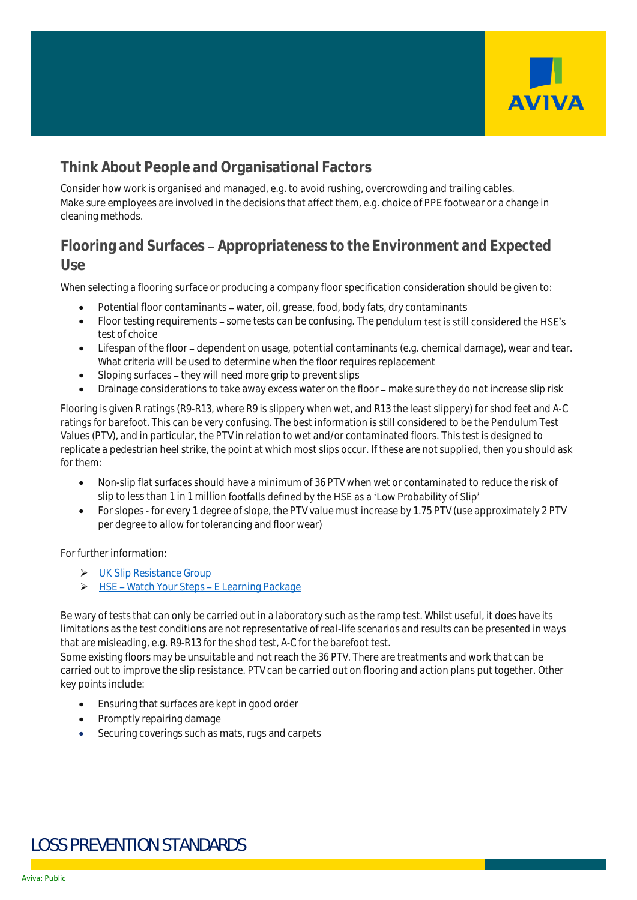## Think About People and Organisational Factors

Consider how work is organised and managed, e.g. to avoid rushing, overcrowding and trailing cables.
Make sure employees are involved in the decisions that affect them, e.g. choice of PPE footwear or a change in cleaning methods.

## Flooring and Surfaces – Appropriateness to the Environment and Expected Use

When selecting a flooring surface or producing a company floor specification consideration should be given to:

- Potential floor contaminants – water, oil, grease, food, body fats, dry contaminants
- Floor testing requirements – some tests can be confusing. The pendulum test is still considered the HSE's test of choice
- Lifespan of the floor – dependent on usage, potential contaminants (e.g. chemical damage), wear and tear. What criteria will be used to determine when the floor requires replacement
- Sloping surfaces – they will need more grip to prevent slips
- Drainage considerations to take away excess water on the floor – make sure they do not increase slip risk

Flooring is given R ratings (R9-R13, where R9 is slippery when wet, and R13 the least slippery) for shod feet and A-C ratings for barefoot. This can be very confusing. The best information is still considered to be the Pendulum Test Values (PTV), and in particular, the PTV in relation to wet and/or contaminated floors. This test is designed to replicate a pedestrian heel strike, the point at which most slips occur. If these are not supplied, then you should ask for them:

- Non-slip flat surfaces should have a minimum of 36 PTV when wet or contaminated to reduce the risk of slip to less than 1 in 1 million footfalls defined by the HSE as a 'Low Probability of Slip'
- For slopes - for every 1 degree of slope, the PTV value must increase by 1.75 PTV (use approximately 2 PTV per degree to allow for tolerancing and floor wear)

For further information:

- UK Slip Resistance Group
- HSE – Watch Your Steps – E Learning Package

Be wary of tests that can only be carried out in a laboratory such as the ramp test. Whilst useful, it does have its limitations as the test conditions are not representative of real-life scenarios and results can be presented in ways that are misleading, e.g. R9-R13 for the shod test, A-C for the barefoot test.
Some existing floors may be unsuitable and not reach the 36 PTV. There are treatments and work that can be carried out to improve the slip resistance. PTV can be carried out on flooring and action plans put together. Other key points include:

- Ensuring that surfaces are kept in good order
- Promptly repairing damage
- Securing coverings such as mats, rugs and carpets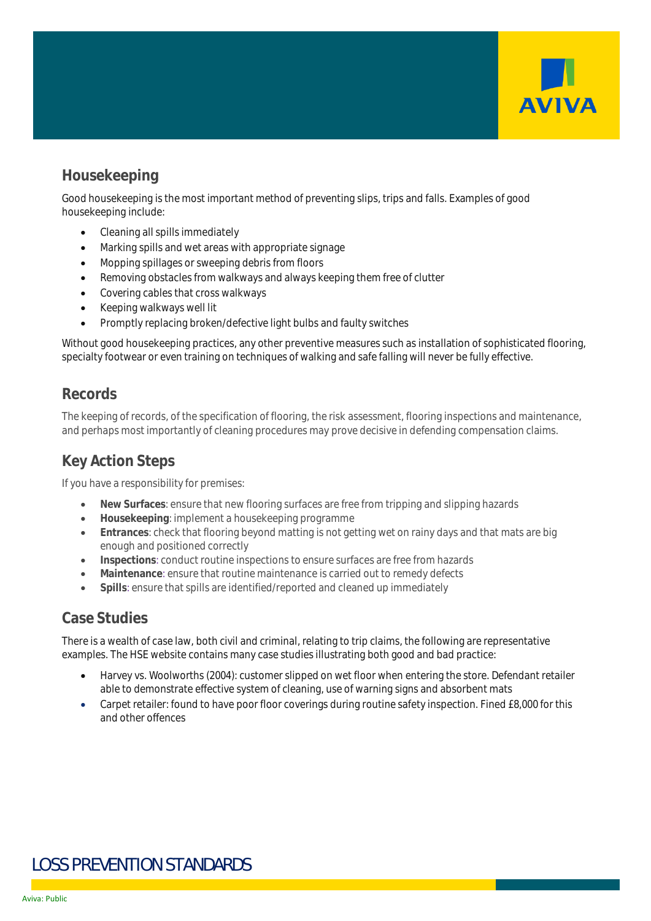## Housekeeping

Good housekeeping is the most important method of preventing slips, trips and falls. Examples of good housekeeping include:

- Cleaning all spills immediately
- Marking spills and wet areas with appropriate signage
- Mopping spillages or sweeping debris from floors
- Removing obstacles from walkways and always keeping them free of clutter
- Covering cables that cross walkways
- Keeping walkways well lit
- Promptly replacing broken/defective light bulbs and faulty switches

Without good housekeeping practices, any other preventive measures such as installation of sophisticated flooring, specialty footwear or even training on techniques of walking and safe falling will never be fully effective.

## Records

The keeping of records, of the specification of flooring, the risk assessment, flooring inspections and maintenance, and perhaps most importantly of cleaning procedures may prove decisive in defending compensation claims.

## Key Action Steps

If you have a responsibility for premises:

- **New Surfaces**: ensure that new flooring surfaces are free from tripping and slipping hazards
- **Housekeeping**: implement a housekeeping programme
- **Entrances**: check that flooring beyond matting is not getting wet on rainy days and that mats are big enough and positioned correctly
- **Inspections**: conduct routine inspections to ensure surfaces are free from hazards
- **Maintenance**: ensure that routine maintenance is carried out to remedy defects
- **Spills**: ensure that spills are identified/reported and cleaned up immediately

## Case Studies

There is a wealth of case law, both civil and criminal, relating to trip claims, the following are representative examples. The HSE website contains many case studies illustrating both good and bad practice:

- Harvey vs. Woolworths (2004): customer slipped on wet floor when entering the store. Defendant retailer able to demonstrate effective system of cleaning, use of warning signs and absorbent mats
- Carpet retailer: found to have poor floor coverings during routine safety inspection. Fined £8,000 for this and other offences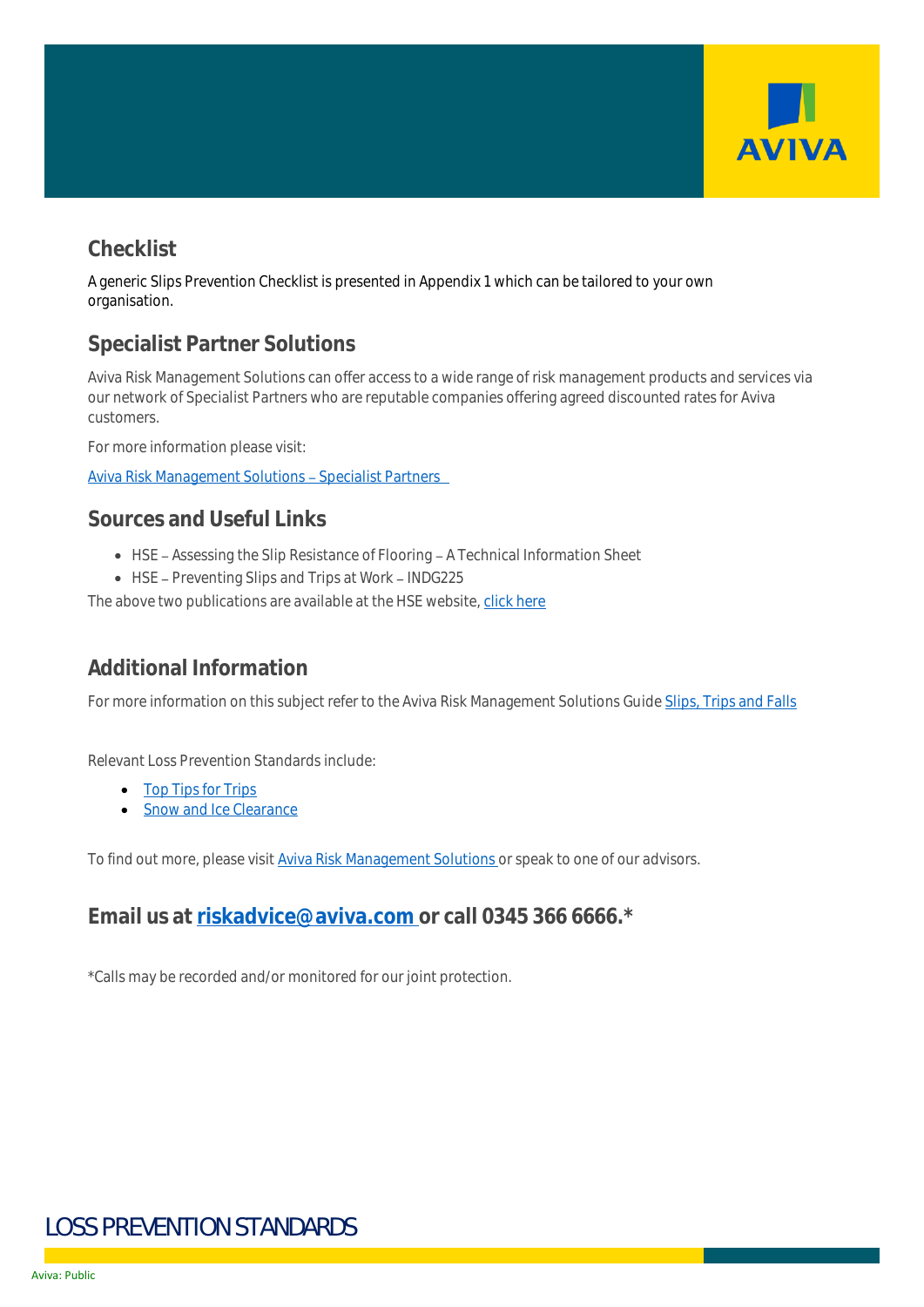## Checklist

A generic Slips Prevention Checklist is presented in Appendix 1 which can be tailored to your own organisation.

## Specialist Partner Solutions

Aviva Risk Management Solutions can offer access to a wide range of risk management products and services via our network of Specialist Partners who are reputable companies offering agreed discounted rates for Aviva customers.

For more information please visit:

[Aviva Risk Management Solutions – Specialist Partners]

## Sources and Useful Links

- HSE – Assessing the Slip Resistance of Flooring – A Technical Information Sheet
- HSE – Preventing Slips and Trips at Work – INDG225

The above two publications are available at the HSE website, click here

## Additional Information

For more information on this subject refer to the Aviva Risk Management Solutions Guide Slips, Trips and Falls

Relevant Loss Prevention Standards include:

- Top Tips for Trips
- Snow and Ice Clearance

To find out more, please visit Aviva Risk Management Solutions or speak to one of our advisors.

## Email us at riskadvice@aviva.com or call 0345 366 6666.*

*Calls may be recorded and/or monitored for our joint protection.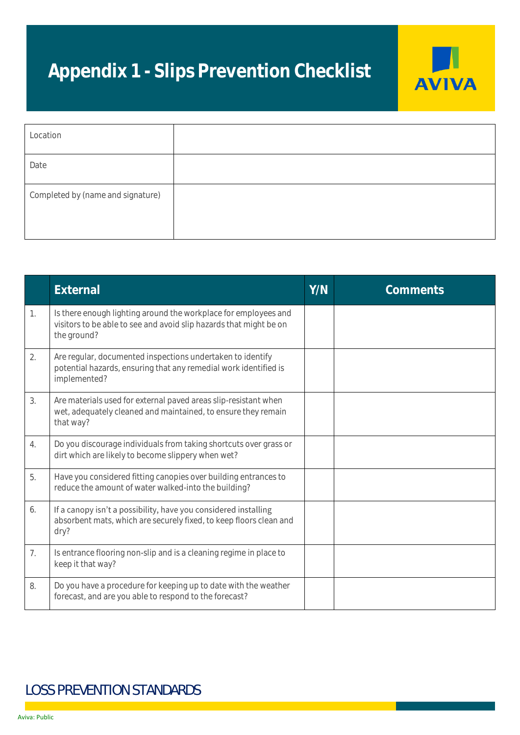# Appendix 1 - Slips Prevention Checklist

| Location | |
|---|---|
| Date | |
| Completed by (name and signature) | |

| | External | Y/N | Comments |
|---|---|---|---|
| 1. | Is there enough lighting around the workplace for employees and visitors to be able to see and avoid slip hazards that might be on the ground? | | |
| 2. | Are regular, documented inspections undertaken to identify potential hazards, ensuring that any remedial work identified is implemented? | | |
| 3. | Are materials used for external paved areas slip-resistant when wet, adequately cleaned and maintained, to ensure they remain that way? | | |
| 4. | Do you discourage individuals from taking shortcuts over grass or dirt which are likely to become slippery when wet? | | |
| 5. | Have you considered fitting canopies over building entrances to reduce the amount of water walked-into the building? | | |
| 6. | If a canopy isn't a possibility, have you considered installing absorbent mats, which are securely fixed, to keep floors clean and dry? | | |
| 7. | Is entrance flooring non-slip and is a cleaning regime in place to keep it that way? | | |
| 8. | Do you have a procedure for keeping up to date with the weather forecast, and are you able to respond to the forecast? | | |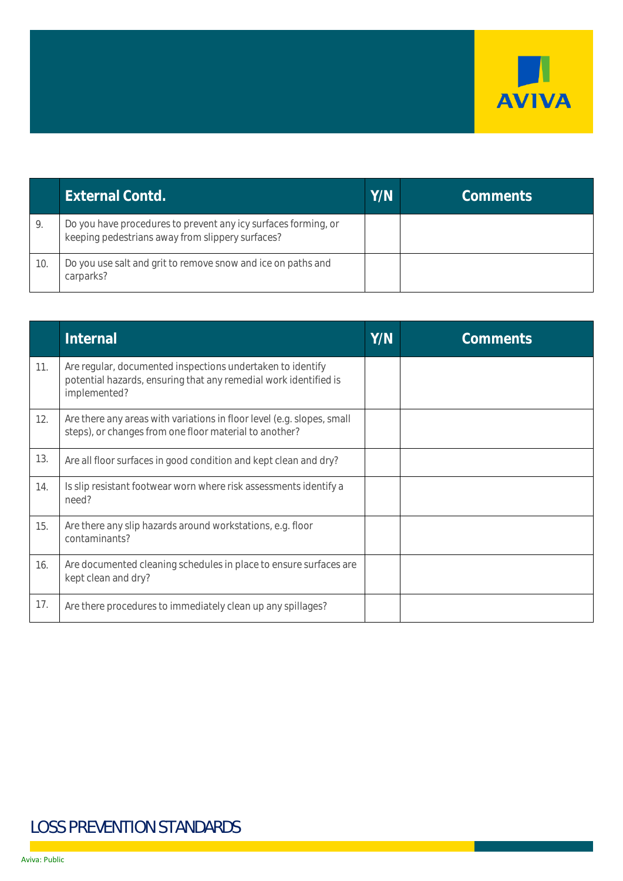| | External Contd. | Y/N | Comments |
|---|---|---|---|
| 9. | Do you have procedures to prevent any icy surfaces forming, or keeping pedestrians away from slippery surfaces? | | |
| 10. | Do you use salt and grit to remove snow and ice on paths and carparks? | | |

| | Internal | Y/N | Comments |
|---|---|---|---|
| 11. | Are regular, documented inspections undertaken to identify potential hazards, ensuring that any remedial work identified is implemented? | | |
| 12. | Are there any areas with variations in floor level (e.g. slopes, small steps), or changes from one floor material to another? | | |
| 13. | Are all floor surfaces in good condition and kept clean and dry? | | |
| 14. | Is slip resistant footwear worn where risk assessments identify a need? | | |
| 15. | Are there any slip hazards around workstations, e.g. floor contaminants? | | |
| 16. | Are documented cleaning schedules in place to ensure surfaces are kept clean and dry? | | |
| 17. | Are there procedures to immediately clean up any spillages? | | |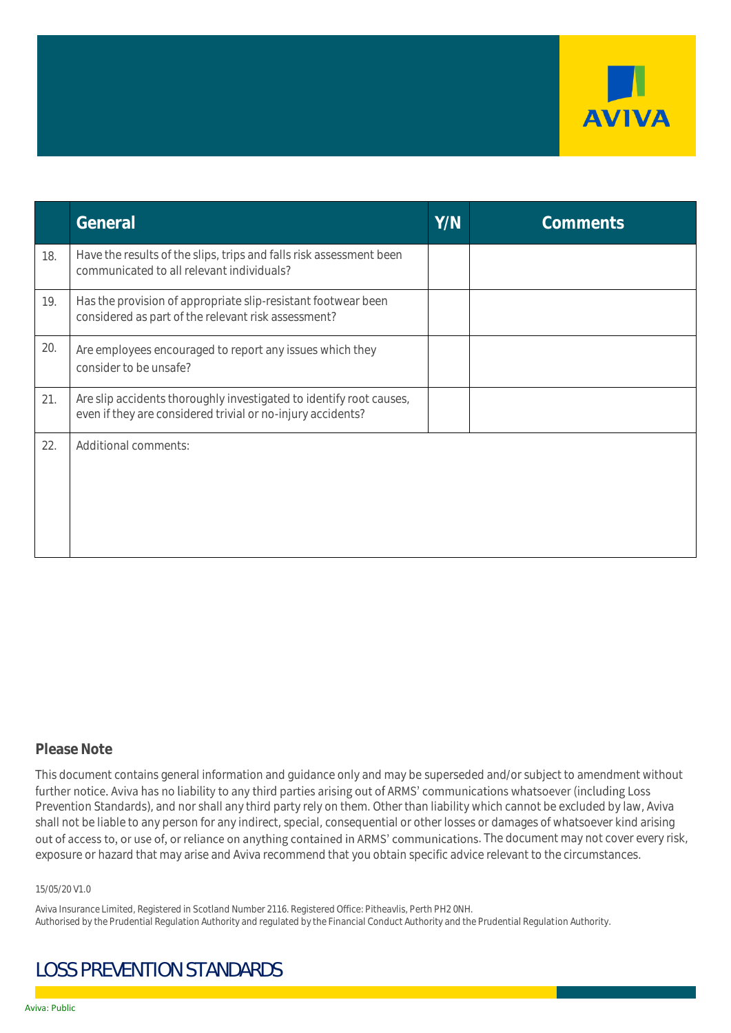| | General | Y/N | Comments |
|---|---|---|---|
| 18. | Have the results of the slips, trips and falls risk assessment been communicated to all relevant individuals? | | |
| 19. | Has the provision of appropriate slip-resistant footwear been considered as part of the relevant risk assessment? | | |
| 20. | Are employees encouraged to report any issues which they consider to be unsafe? | | |
| 21. | Are slip accidents thoroughly investigated to identify root causes, even if they are considered trivial or no-injury accidents? | | |
| 22. | Additional comments: | | |

**Please Note**

This document contains general information and guidance only and may be superseded and/or subject to amendment without further notice. Aviva has no liability to any third parties arising out of ARMS' communications whatsoever (including Loss Prevention Standards), and nor shall any third party rely on them. Other than liability which cannot be excluded by law, Aviva shall not be liable to any person for any indirect, special, consequential or other losses or damages of whatsoever kind arising out of access to, or use of, or reliance on anything contained in ARMS' communications. The document may not cover every risk, exposure or hazard that may arise and Aviva recommend that you obtain specific advice relevant to the circumstances.

15/05/20 V1.0

Aviva Insurance Limited, Registered in Scotland Number 2116. Registered Office: Pitheavlis, Perth PH2 0NH.
Authorised by the Prudential Regulation Authority and regulated by the Financial Conduct Authority and the Prudential Regulation Authority.